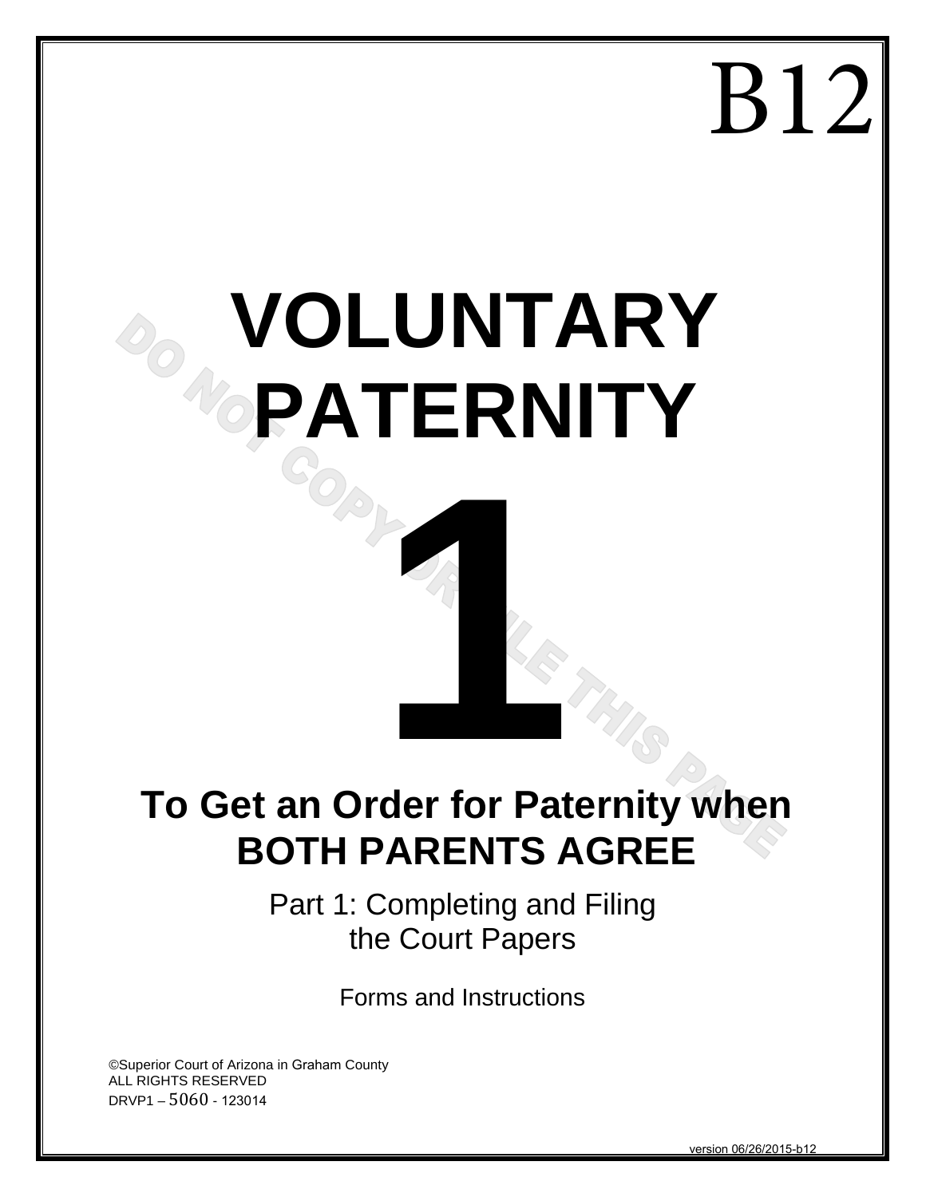B12

# VOLUNTARY PATERNITY

# 1

## To Get an Order for Paternity when BOTH PARENTS AGREE

Part 1: Completing and Filing the Court Papers

Forms and Instructions

DO NOT COPY OR FILE THIS PAGE

©Superior Court of Arizona in Graham County
ALL RIGHTS RESERVED
DRVP1 – 5060 - 123014

version 06/26/2015-b12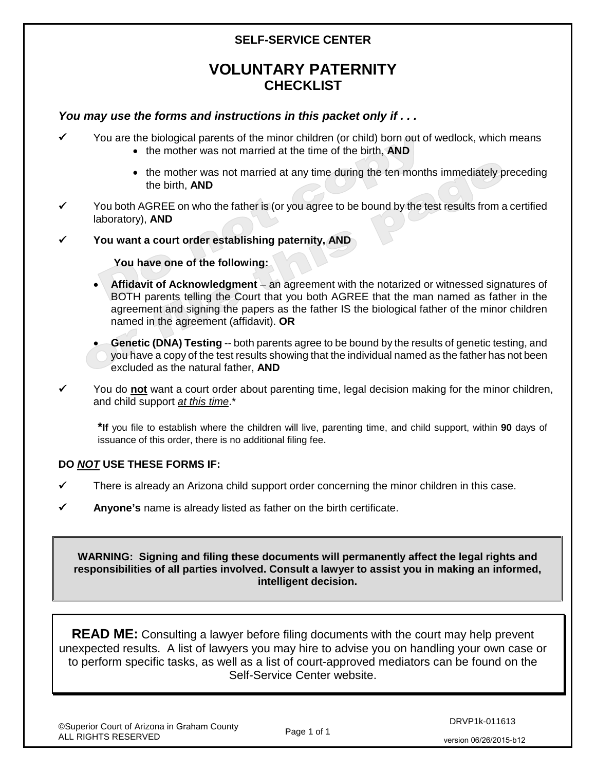**SELF-SERVICE CENTER**

# VOLUNTARY PATERNITY CHECKLIST

***You may use the forms and instructions in this packet only if . . .***

- ✓ You are the biological parents of the minor children (or child) born out of wedlock, which means
  - the mother was not married at the time of the birth, **AND**
  - the mother was not married at any time during the ten months immediately preceding the birth, **AND**
- ✓ You both AGREE on who the father is (or you agree to be bound by the test results from a certified laboratory), **AND**
- ✓ **You want a court order establishing paternity, AND**

  **You have one of the following:**

  - **Affidavit of Acknowledgment** – an agreement with the notarized or witnessed signatures of BOTH parents telling the Court that you both AGREE that the man named as father in the agreement and signing the papers as the father IS the biological father of the minor children named in the agreement (affidavit). **OR**
  - **Genetic (DNA) Testing** -- both parents agree to be bound by the results of genetic testing, and you have a copy of the test results showing that the individual named as the father has not been excluded as the natural father, **AND**
- ✓ You do **not** want a court order about parenting time, legal decision making for the minor children, and child support *at this time*.*

  ***If** you file to establish where the children will live, parenting time, and child support, within **90** days of issuance of this order, there is no additional filing fee.

**DO *NOT* USE THESE FORMS IF:**

- ✓ There is already an Arizona child support order concerning the minor children in this case.
- ✓ **Anyone's** name is already listed as father on the birth certificate.

**WARNING: Signing and filing these documents will permanently affect the legal rights and responsibilities of all parties involved. Consult a lawyer to assist you in making an informed, intelligent decision.**

**READ ME:** Consulting a lawyer before filing documents with the court may help prevent unexpected results. A list of lawyers you may hire to advise you on handling your own case or to perform specific tasks, as well as a list of court-approved mediators can be found on the Self-Service Center website.

©Superior Court of Arizona in Graham County
ALL RIGHTS RESERVED

DRVP1k-011613
version 06/26/2015-b12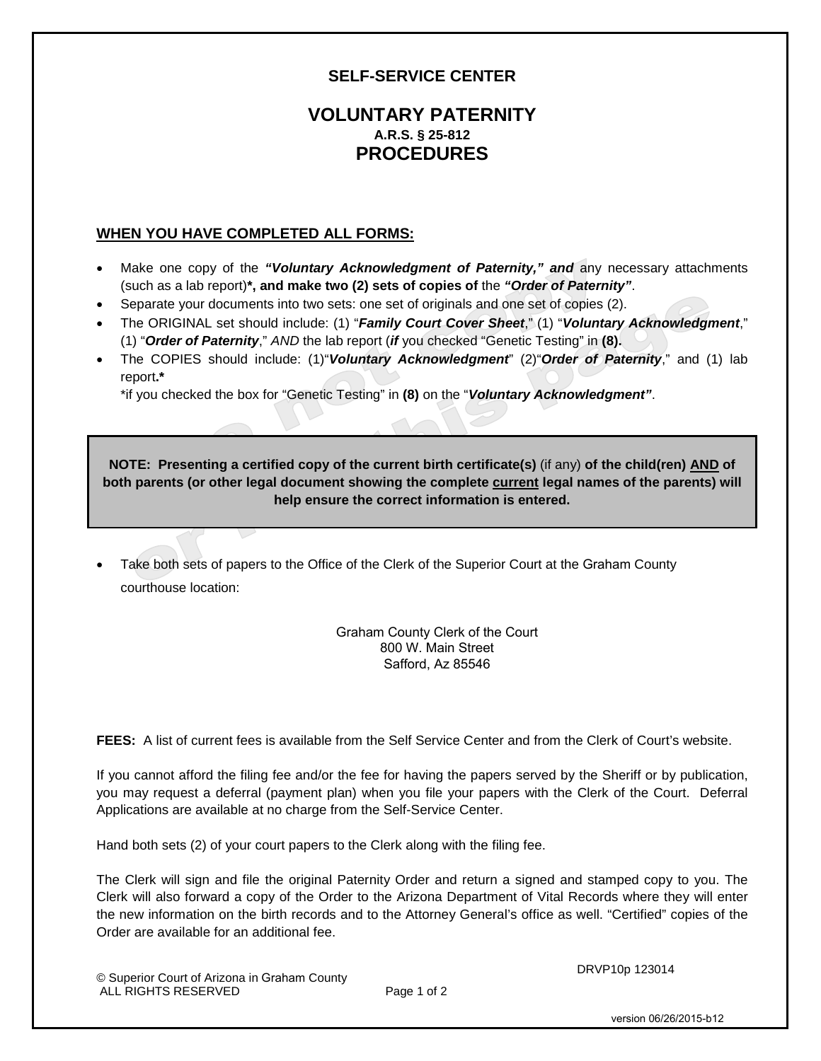# SELF-SERVICE CENTER

## VOLUNTARY PATERNITY

**A.R.S. § 25-812**

## PROCEDURES

**WHEN YOU HAVE COMPLETED ALL FORMS:**

- Make one copy of the ***"Voluntary Acknowledgment of Paternity," and*** any necessary attachments (such as a lab report)***, and make two (2) sets of copies of** the ***"Order of Paternity"***.
- Separate your documents into two sets: one set of originals and one set of copies (2).
- The ORIGINAL set should include: (1) "***Family Court Cover Sheet***," (1) "***Voluntary Acknowledgment***," (1) "***Order of Paternity***," *AND* the lab report (***if*** you checked "Genetic Testing" in **(8).**
- The COPIES should include: (1)"***Voluntary Acknowledgment***" (2)"***Order of Paternity***," and (1) lab report**.***

  *if you checked the box for "Genetic Testing" in **(8)** on the "***Voluntary Acknowledgment"***.

> **NOTE: Presenting a certified copy of the current birth certificate(s)** (if any) **of the child(ren) AND of both parents (or other legal document showing the complete current legal names of the parents) will help ensure the correct information is entered.**

- Take both sets of papers to the Office of the Clerk of the Superior Court at the Graham County courthouse location:

Graham County Clerk of the Court
800 W. Main Street
Safford, Az 85546

**FEES:** A list of current fees is available from the Self Service Center and from the Clerk of Court's website.

If you cannot afford the filing fee and/or the fee for having the papers served by the Sheriff or by publication, you may request a deferral (payment plan) when you file your papers with the Clerk of the Court. Deferral Applications are available at no charge from the Self-Service Center.

Hand both sets (2) of your court papers to the Clerk along with the filing fee.

The Clerk will sign and file the original Paternity Order and return a signed and stamped copy to you. The Clerk will also forward a copy of the Order to the Arizona Department of Vital Records where they will enter the new information on the birth records and to the Attorney General's office as well. "Certified" copies of the Order are available for an additional fee.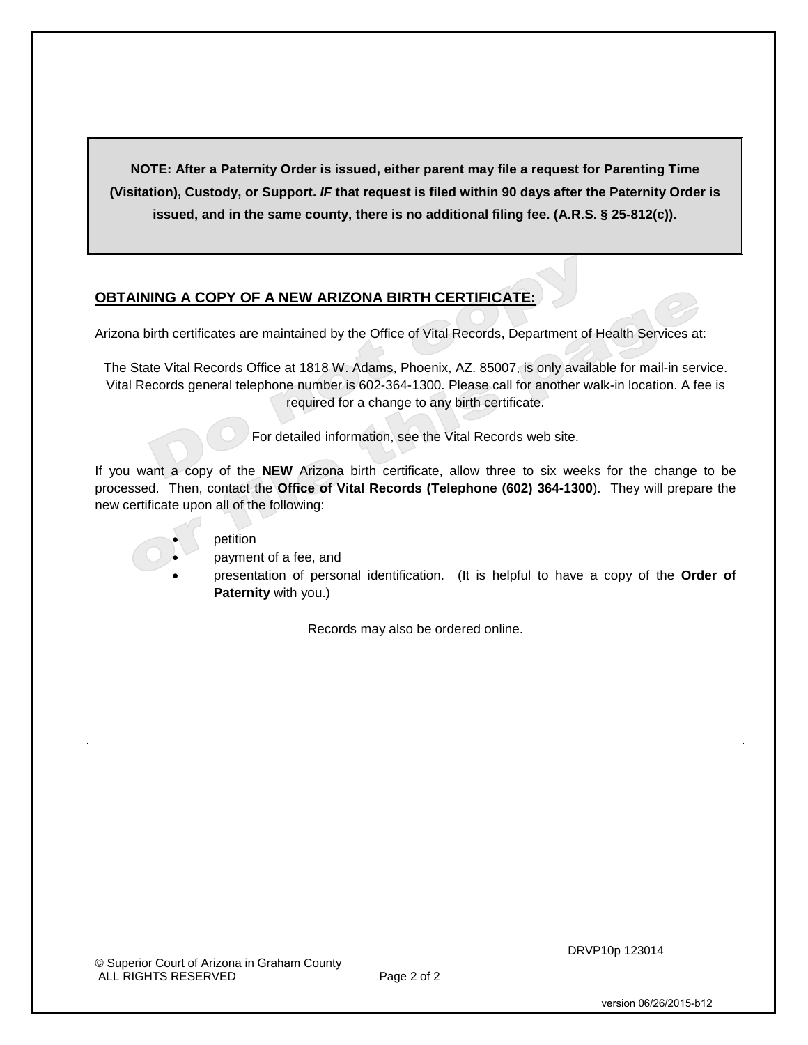**NOTE: After a Paternity Order is issued, either parent may file a request for Parenting Time (Visitation), Custody, or Support. *IF* that request is filed within 90 days after the Paternity Order is issued, and in the same county, there is no additional filing fee. (A.R.S. § 25-812(c)).**

## OBTAINING A COPY OF A NEW ARIZONA BIRTH CERTIFICATE:

Arizona birth certificates are maintained by the Office of Vital Records, Department of Health Services at:

The State Vital Records Office at 1818 W. Adams, Phoenix, AZ. 85007, is only available for mail-in service. Vital Records general telephone number is 602-364-1300. Please call for another walk-in location. A fee is required for a change to any birth certificate.

For detailed information, see the Vital Records web site.

If you want a copy of the **NEW** Arizona birth certificate, allow three to six weeks for the change to be processed. Then, contact the **Office of Vital Records (Telephone (602) 364-1300**). They will prepare the new certificate upon all of the following:

- petition
- payment of a fee, and
- presentation of personal identification. (It is helpful to have a copy of the **Order of Paternity** with you.)

Records may also be ordered online.

DRVP10p 123014

© Superior Court of Arizona in Graham County
ALL RIGHTS RESERVED

version 06/26/2015-b12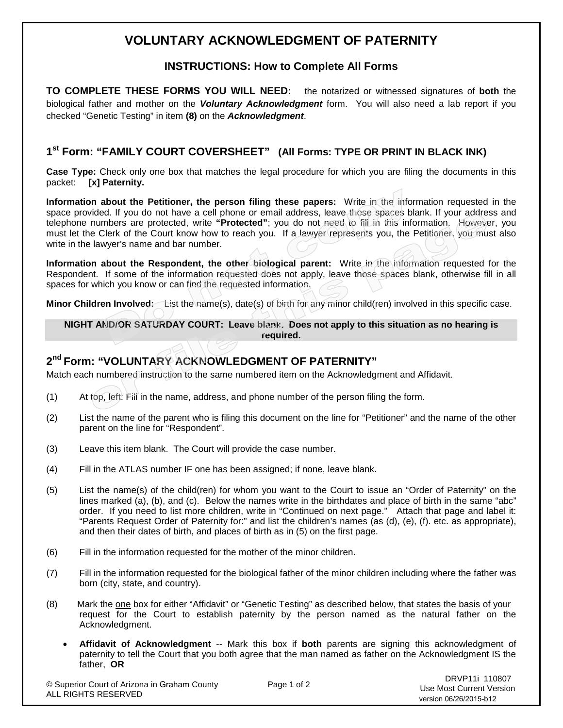# VOLUNTARY ACKNOWLEDGMENT OF PATERNITY

## INSTRUCTIONS: How to Complete All Forms

**TO COMPLETE THESE FORMS YOU WILL NEED:** the notarized or witnessed signatures of **both** the biological father and mother on the ***Voluntary Acknowledgment*** form. You will also need a lab report if you checked "Genetic Testing" in item **(8)** on the ***Acknowledgment***.

### 1st Form: "FAMILY COURT COVERSHEET" (All Forms: TYPE OR PRINT IN BLACK INK)

**Case Type:** Check only one box that matches the legal procedure for which you are filing the documents in this packet: **[x] Paternity.**

**Information about the Petitioner, the person filing these papers:** Write in the information requested in the space provided. If you do not have a cell phone or email address, leave those spaces blank. If your address and telephone numbers are protected, write **"Protected"**; you do not need to fill in this information. However, you must let the Clerk of the Court know how to reach you. If a lawyer represents you, the Petitioner, you must also write in the lawyer's name and bar number.

**Information about the Respondent, the other biological parent:** Write in the information requested for the Respondent. If some of the information requested does not apply, leave those spaces blank, otherwise fill in all spaces for which you know or can find the requested information.

**Minor Children Involved:** List the name(s), date(s) of birth for any minor child(ren) involved in this specific case.

**NIGHT AND/OR SATURDAY COURT: Leave blank. Does not apply to this situation as no hearing is required.**

### 2nd Form: "VOLUNTARY ACKNOWLEDGMENT OF PATERNITY"

Match each numbered instruction to the same numbered item on the Acknowledgment and Affidavit.

(1) At top, left: Fill in the name, address, and phone number of the person filing the form.

(2) List the name of the parent who is filing this document on the line for "Petitioner" and the name of the other parent on the line for "Respondent".

(3) Leave this item blank. The Court will provide the case number.

(4) Fill in the ATLAS number IF one has been assigned; if none, leave blank.

(5) List the name(s) of the child(ren) for whom you want to the Court to issue an "Order of Paternity" on the lines marked (a), (b), and (c). Below the names write in the birthdates and place of birth in the same "abc" order. If you need to list more children, write in "Continued on next page." Attach that page and label it: "Parents Request Order of Paternity for:" and list the children's names (as (d), (e), (f). etc. as appropriate), and then their dates of birth, and places of birth as in (5) on the first page.

(6) Fill in the information requested for the mother of the minor children.

(7) Fill in the information requested for the biological father of the minor children including where the father was born (city, state, and country).

(8) Mark the one box for either "Affidavit" or "Genetic Testing" as described below, that states the basis of your request for the Court to establish paternity by the person named as the natural father on the Acknowledgment.

- **Affidavit of Acknowledgment** -- Mark this box if **both** parents are signing this acknowledgment of paternity to tell the Court that you both agree that the man named as father on the Acknowledgment IS the father, **OR**

© Superior Court of Arizona in Graham County
ALL RIGHTS RESERVED

DRVP11i 110807
Use Most Current Version
version 06/26/2015-b12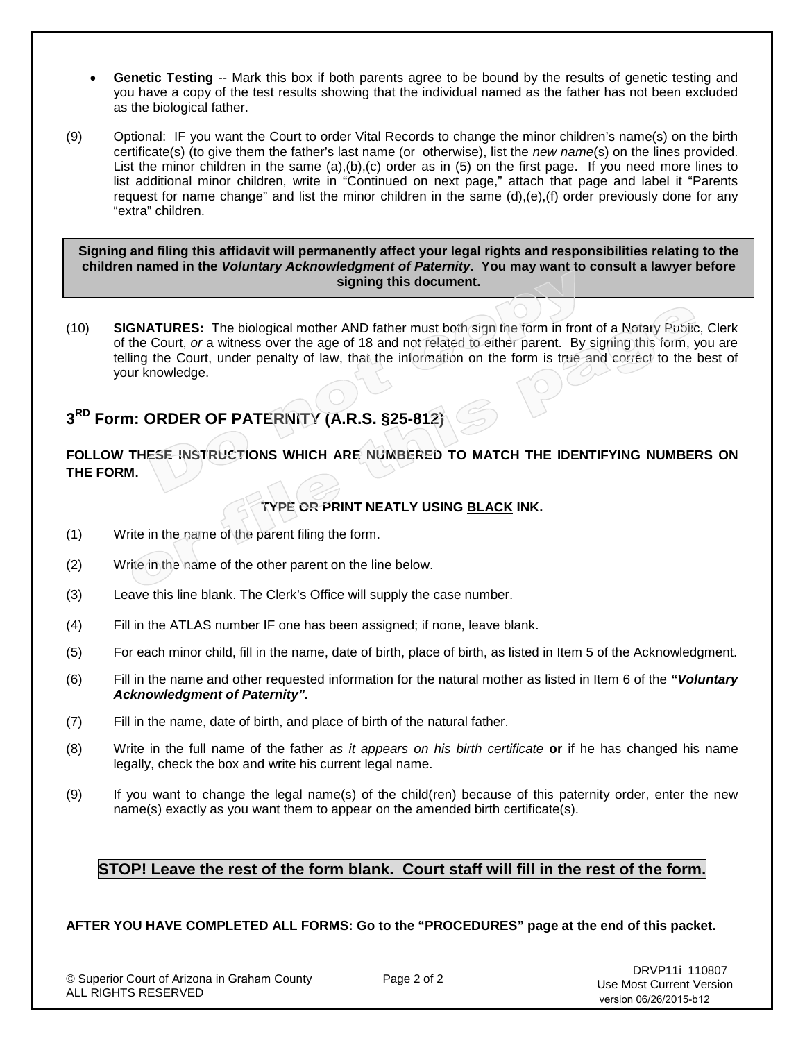- **Genetic Testing** -- Mark this box if both parents agree to be bound by the results of genetic testing and you have a copy of the test results showing that the individual named as the father has not been excluded as the biological father.

(9) Optional: IF you want the Court to order Vital Records to change the minor children's name(s) on the birth certificate(s) (to give them the father's last name (or otherwise), list the *new name*(s) on the lines provided. List the minor children in the same (a),(b),(c) order as in (5) on the first page. If you need more lines to list additional minor children, write in "Continued on next page," attach that page and label it "Parents request for name change" and list the minor children in the same (d),(e),(f) order previously done for any "extra" children.

**Signing and filing this affidavit will permanently affect your legal rights and responsibilities relating to the children named in the *Voluntary Acknowledgment of Paternity*. You may want to consult a lawyer before signing this document.**

(10) **SIGNATURES:** The biological mother AND father must both sign the form in front of a Notary Public, Clerk of the Court, *or* a witness over the age of 18 and not related to either parent. By signing this form, you are telling the Court, under penalty of law, that the information on the form is true and correct to the best of your knowledge.

## 3RD Form: ORDER OF PATERNITY (A.R.S. §25-812)

**FOLLOW THESE INSTRUCTIONS WHICH ARE NUMBERED TO MATCH THE IDENTIFYING NUMBERS ON THE FORM.**

**TYPE OR PRINT NEATLY USING BLACK INK.**

(1) Write in the name of the parent filing the form.

(2) Write in the name of the other parent on the line below.

(3) Leave this line blank. The Clerk's Office will supply the case number.

(4) Fill in the ATLAS number IF one has been assigned; if none, leave blank.

(5) For each minor child, fill in the name, date of birth, place of birth, as listed in Item 5 of the Acknowledgment.

(6) Fill in the name and other requested information for the natural mother as listed in Item 6 of the ***"Voluntary Acknowledgment of Paternity".***

(7) Fill in the name, date of birth, and place of birth of the natural father.

(8) Write in the full name of the father *as it appears on his birth certificate* **or** if he has changed his name legally, check the box and write his current legal name.

(9) If you want to change the legal name(s) of the child(ren) because of this paternity order, enter the new name(s) exactly as you want them to appear on the amended birth certificate(s).

**STOP! Leave the rest of the form blank. Court staff will fill in the rest of the form.**

**AFTER YOU HAVE COMPLETED ALL FORMS: Go to the "PROCEDURES" page at the end of this packet.**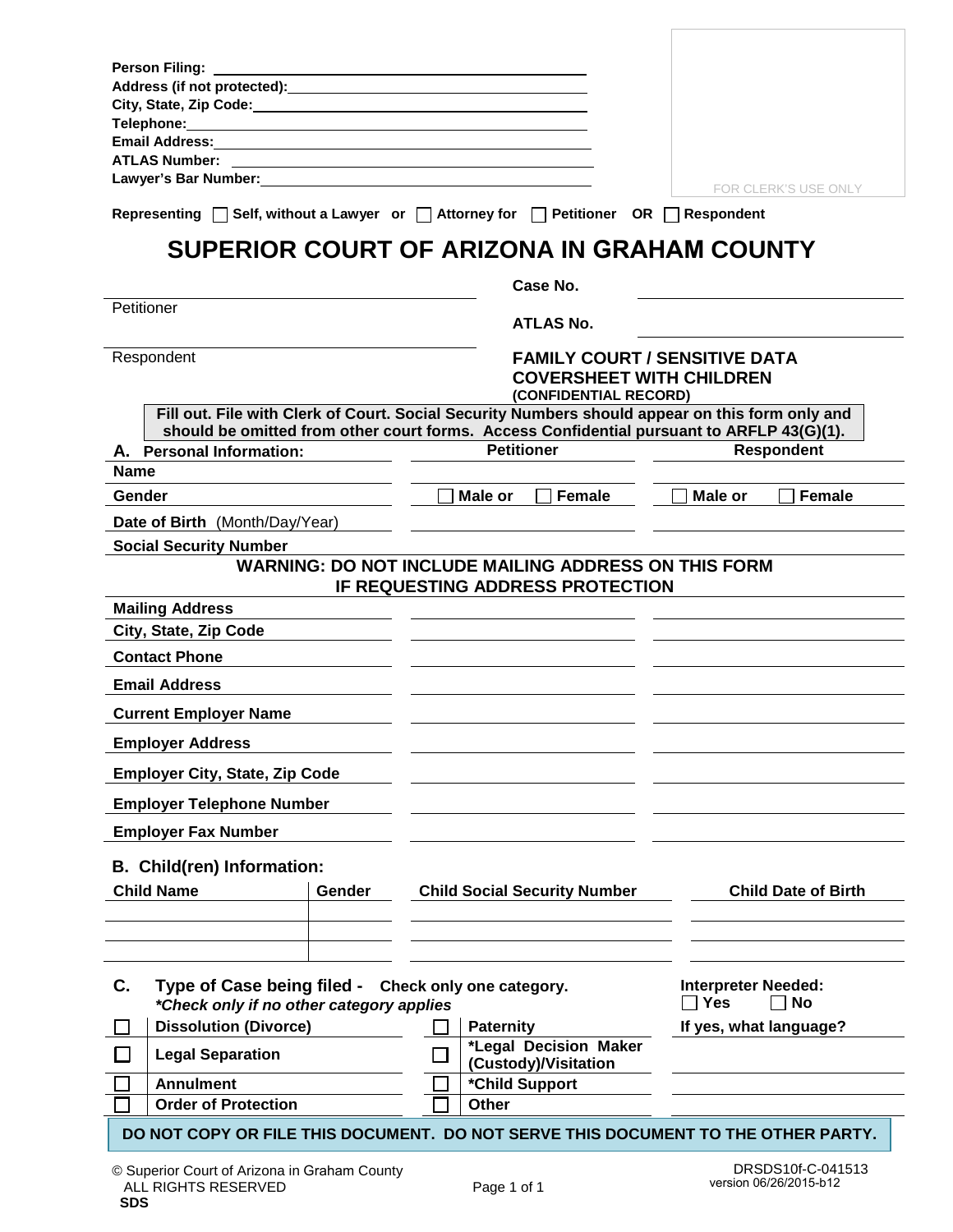Person Filing: ______________________________
Address (if not protected): ______________________________
City, State, Zip Code: ______________________________
Telephone: ______________________________
Email Address: ______________________________
ATLAS Number: ______________________________
Lawyer's Bar Number: ______________________________

FOR CLERK'S USE ONLY

Representing ☐ Self, without a Lawyer or ☐ Attorney for ☐ Petitioner OR ☐ Respondent

# SUPERIOR COURT OF ARIZONA IN GRAHAM COUNTY

______________________________
Petitioner

______________________________
Respondent

Case No. ______________________________

ATLAS No. ______________________________

**FAMILY COURT / SENSITIVE DATA COVERSHEET WITH CHILDREN**
**(CONFIDENTIAL RECORD)**

**Fill out. File with Clerk of Court. Social Security Numbers should appear on this form only and should be omitted from other court forms. Access Confidential pursuant to ARFLP 43(G)(1).**

## A. Personal Information:

| | Petitioner | Respondent |
|---|---|---|
| **Name** | | |
| **Gender** | ☐ Male or ☐ Female | ☐ Male or ☐ Female |
| **Date of Birth** (Month/Day/Year) | | |
| **Social Security Number** | | |

**WARNING: DO NOT INCLUDE MAILING ADDRESS ON THIS FORM IF REQUESTING ADDRESS PROTECTION**

| | Petitioner | Respondent |
|---|---|---|
| **Mailing Address** | | |
| **City, State, Zip Code** | | |
| **Contact Phone** | | |
| **Email Address** | | |
| **Current Employer Name** | | |
| **Employer Address** | | |
| **Employer City, State, Zip Code** | | |
| **Employer Telephone Number** | | |
| **Employer Fax Number** | | |

## B. Child(ren) Information:

| Child Name | Gender | Child Social Security Number | Child Date of Birth |
|---|---|---|---|
| | | | |
| | | | |
| | | | |

## C. Type of Case being filed - Check only one category.

*\*Check only if no other category applies*

| | | | |
|---|---|---|---|
| ☐ | Dissolution (Divorce) | ☐ | Paternity |
| ☐ | Legal Separation | ☐ | *Legal Decision Maker (Custody)/Visitation |
| ☐ | Annulment | ☐ | *Child Support |
| ☐ | Order of Protection | ☐ | Other |

**Interpreter Needed:** ☐ Yes ☐ No

**If yes, what language?** ______________________________

**DO NOT COPY OR FILE THIS DOCUMENT. DO NOT SERVE THIS DOCUMENT TO THE OTHER PARTY.**

© Superior Court of Arizona in Graham County
ALL RIGHTS RESERVED
**SDS**

DRSDS10f-C-041513
version 06/26/2015-b12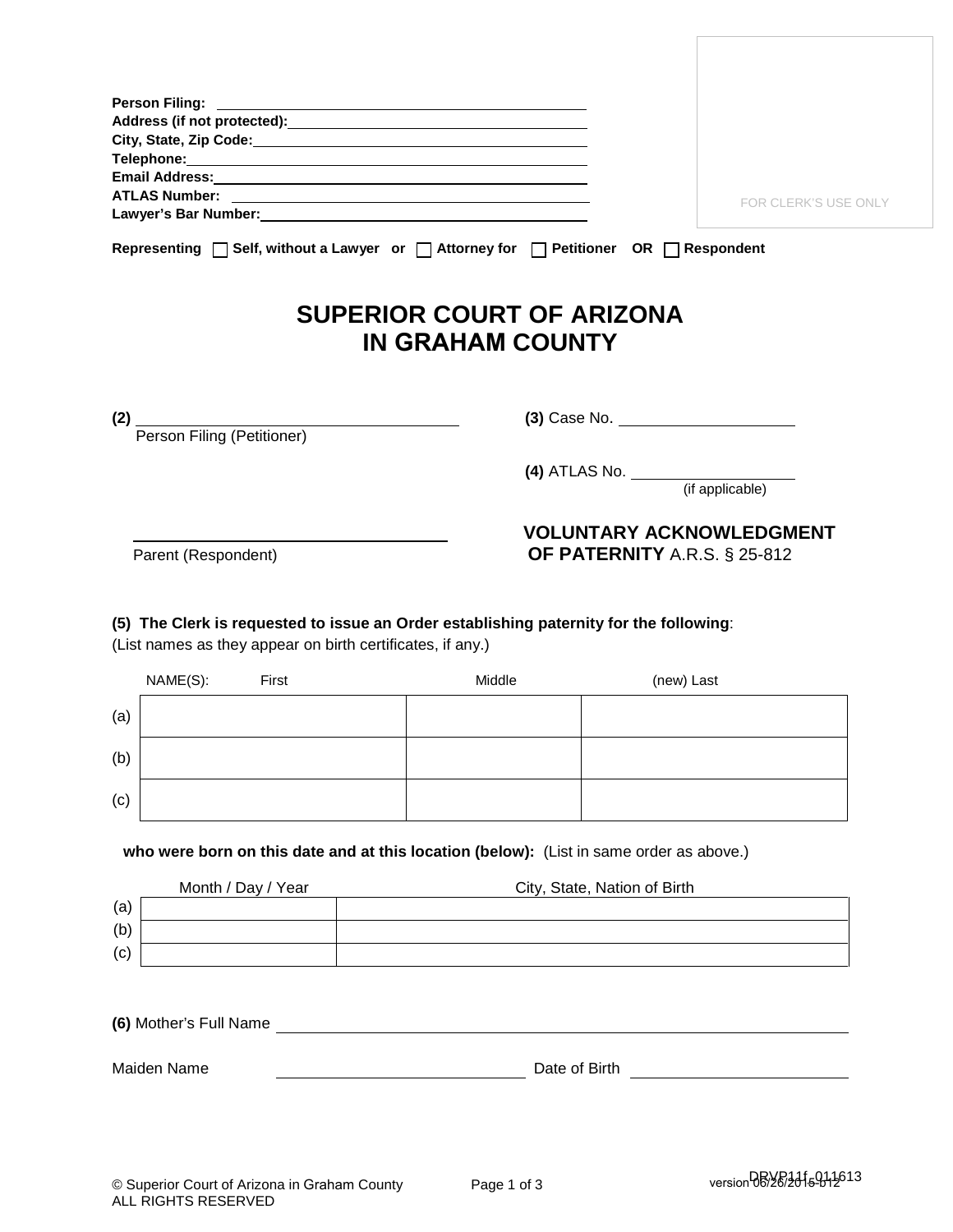Person Filing: \_\_\_\_\_\_\_\_\_\_\_\_\_\_\_\_\_\_\_\_\_\_\_\_\_\_\_\_\_\_
Address (if not protected): \_\_\_\_\_\_\_\_\_\_\_\_\_\_\_\_\_\_\_\_\_\_\_\_\_\_\_\_\_\_
City, State, Zip Code: \_\_\_\_\_\_\_\_\_\_\_\_\_\_\_\_\_\_\_\_\_\_\_\_\_\_\_\_\_\_
Telephone: \_\_\_\_\_\_\_\_\_\_\_\_\_\_\_\_\_\_\_\_\_\_\_\_\_\_\_\_\_\_
Email Address: \_\_\_\_\_\_\_\_\_\_\_\_\_\_\_\_\_\_\_\_\_\_\_\_\_\_\_\_\_\_
ATLAS Number: \_\_\_\_\_\_\_\_\_\_\_\_\_\_\_\_\_\_\_\_\_\_\_\_\_\_\_\_\_\_
Lawyer's Bar Number: \_\_\_\_\_\_\_\_\_\_\_\_\_\_\_\_\_\_\_\_\_\_\_\_\_\_\_\_\_\_

FOR CLERK'S USE ONLY

**Representing** ☐ **Self, without a Lawyer or** ☐ **Attorney for** ☐ **Petitioner OR** ☐ **Respondent**

# SUPERIOR COURT OF ARIZONA
# IN GRAHAM COUNTY

**(2)** \_\_\_\_\_\_\_\_\_\_\_\_\_\_\_\_\_\_\_\_\_\_\_\_\_\_\_\_\_\_
Person Filing (Petitioner)

\_\_\_\_\_\_\_\_\_\_\_\_\_\_\_\_\_\_\_\_\_\_\_\_\_\_\_\_\_\_
Parent (Respondent)

**(3)** Case No. \_\_\_\_\_\_\_\_\_\_\_\_\_\_\_\_\_\_\_\_

**(4)** ATLAS No. \_\_\_\_\_\_\_\_\_\_\_\_\_\_\_\_\_\_\_\_
(if applicable)

**VOLUNTARY ACKNOWLEDGMENT OF PATERNITY** A.R.S. § 25-812

**(5) The Clerk is requested to issue an Order establishing paternity for the following**:
(List names as they appear on birth certificates, if any.)

| NAME(S): | First | Middle | (new) Last |
|---|---|---|---|
| (a) | | | |
| (b) | | | |
| (c) | | | |

**who were born on this date and at this location (below):** (List in same order as above.)

| | Month / Day / Year | City, State, Nation of Birth |
|---|---|---|
| (a) | | |
| (b) | | |
| (c) | | |

**(6)** Mother's Full Name \_\_\_\_\_\_\_\_\_\_\_\_\_\_\_\_\_\_\_\_\_\_\_\_\_\_\_\_\_\_

Maiden Name \_\_\_\_\_\_\_\_\_\_\_\_\_\_\_\_\_\_\_\_ Date of Birth \_\_\_\_\_\_\_\_\_\_\_\_\_\_\_\_\_\_\_\_

© Superior Court of Arizona in Graham County
ALL RIGHTS RESERVED
DRVP11f_011613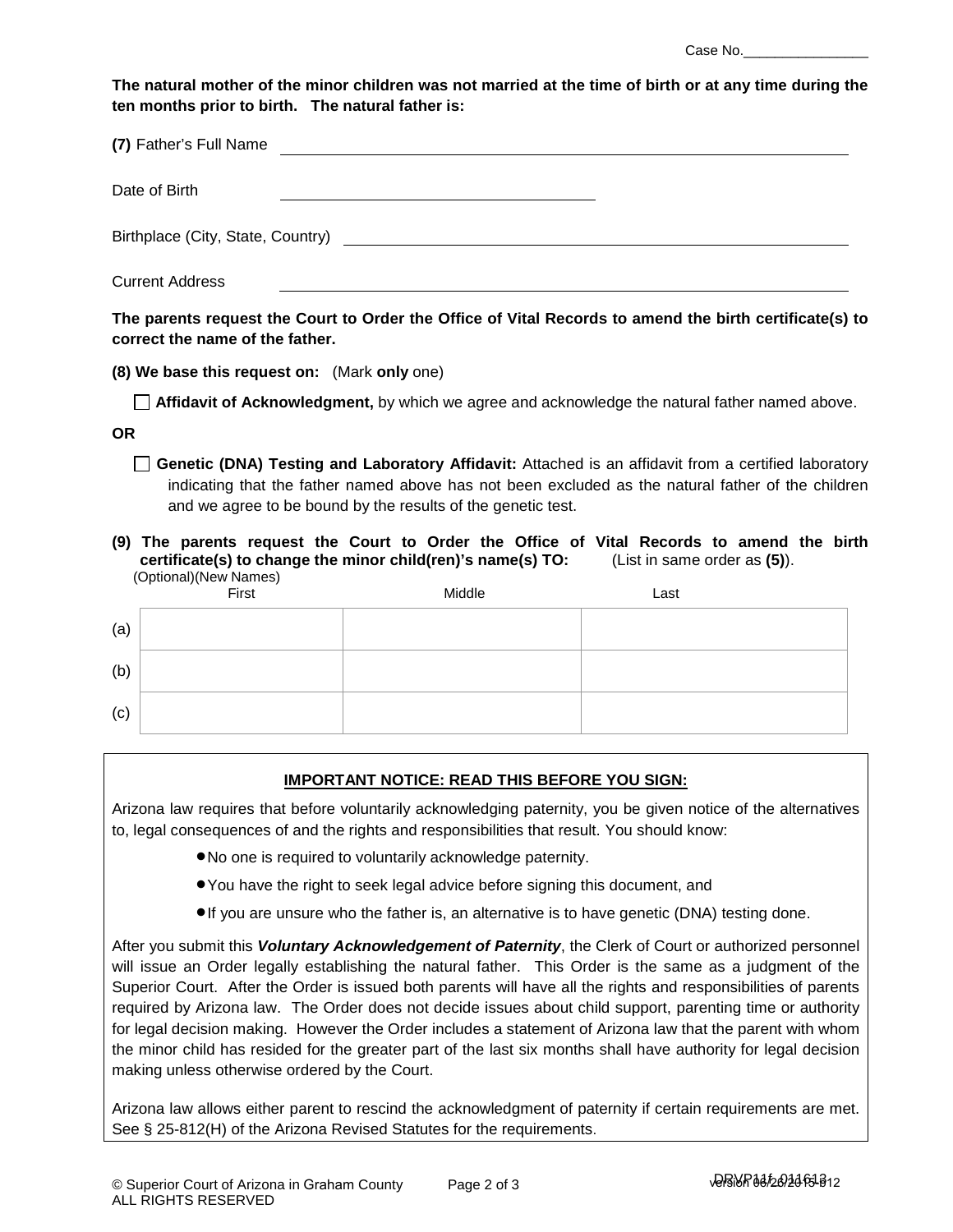Case No.________________

**The natural mother of the minor children was not married at the time of birth or at any time during the ten months prior to birth. The natural father is:**

**(7)** Father's Full Name ______________________________________________

Date of Birth ______________________________

Birthplace (City, State, Country) ______________________________________________

Current Address ______________________________________________

**The parents request the Court to Order the Office of Vital Records to amend the birth certificate(s) to correct the name of the father.**

**(8) We base this request on:** (Mark **only** one)

☐ **Affidavit of Acknowledgment,** by which we agree and acknowledge the natural father named above.

**OR**

☐ **Genetic (DNA) Testing and Laboratory Affidavit:** Attached is an affidavit from a certified laboratory indicating that the father named above has not been excluded as the natural father of the children and we agree to be bound by the results of the genetic test.

**(9) The parents request the Court to Order the Office of Vital Records to amend the birth certificate(s) to change the minor child(ren)'s name(s) TO:** (List in same order as **(5)**).
(Optional)(New Names)

| | First | Middle | Last |
|---|---|---|---|
| (a) | | | |
| (b) | | | |
| (c) | | | |

**IMPORTANT NOTICE: READ THIS BEFORE YOU SIGN:**

Arizona law requires that before voluntarily acknowledging paternity, you be given notice of the alternatives to, legal consequences of and the rights and responsibilities that result. You should know:

- No one is required to voluntarily acknowledge paternity.
- You have the right to seek legal advice before signing this document, and
- If you are unsure who the father is, an alternative is to have genetic (DNA) testing done.

After you submit this ***Voluntary Acknowledgement of Paternity***, the Clerk of Court or authorized personnel will issue an Order legally establishing the natural father. This Order is the same as a judgment of the Superior Court. After the Order is issued both parents will have all the rights and responsibilities of parents required by Arizona law. The Order does not decide issues about child support, parenting time or authority for legal decision making. However the Order includes a statement of Arizona law that the parent with whom the minor child has resided for the greater part of the last six months shall have authority for legal decision making unless otherwise ordered by the Court.

Arizona law allows either parent to rescind the acknowledgment of paternity if certain requirements are met. See § 25-812(H) of the Arizona Revised Statutes for the requirements.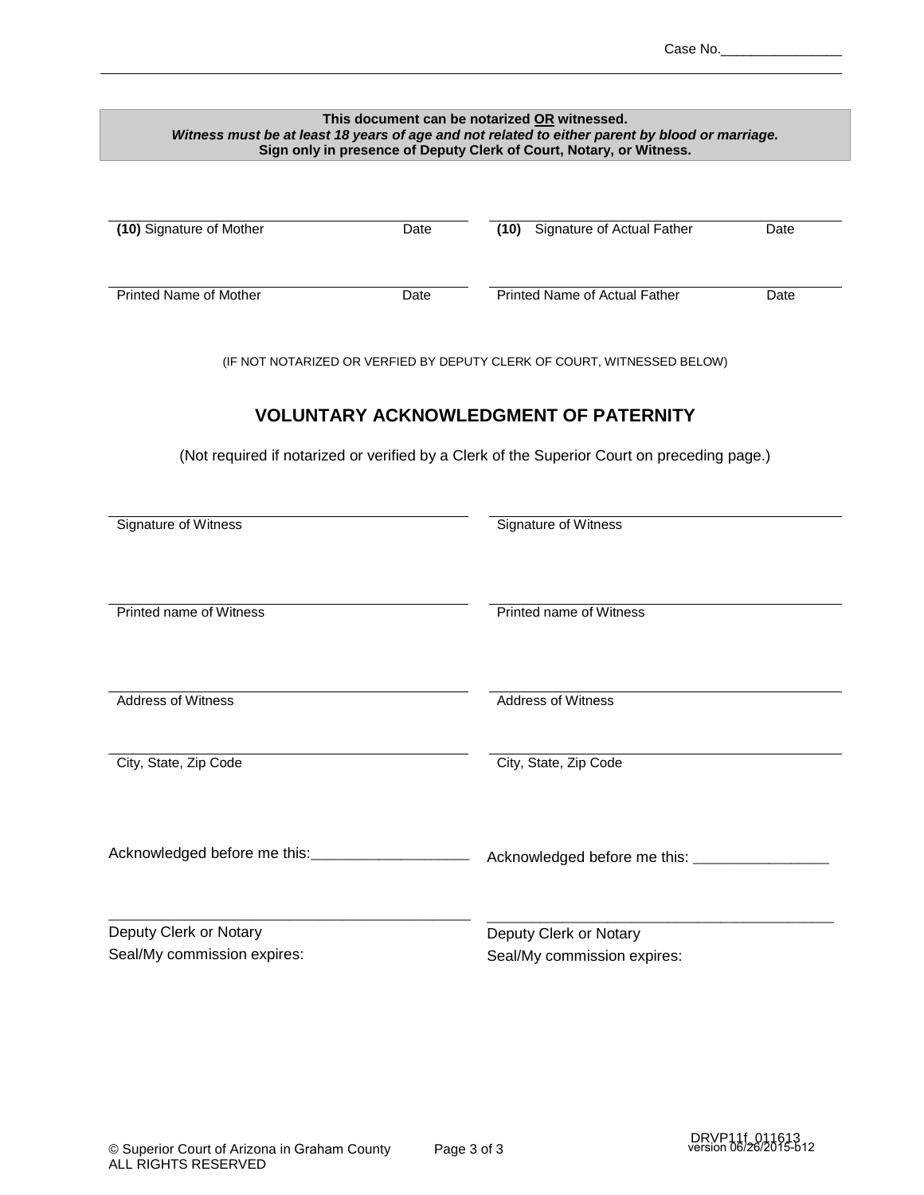Case No.________________

**This document can be notarized OR witnessed.**
***Witness must be at least 18 years of age and not related to either parent by blood or marriage.***
**Sign only in presence of Deputy Clerk of Court, Notary, or Witness.**

| | | | |
|---|---|---|---|
| **(10)** Signature of Mother | Date | **(10)** Signature of Actual Father | Date |
| Printed Name of Mother | Date | Printed Name of Actual Father | Date |

(IF NOT NOTARIZED OR VERFIED BY DEPUTY CLERK OF COURT, WITNESSED BELOW)

## VOLUNTARY ACKNOWLEDGMENT OF PATERNITY

(Not required if notarized or verified by a Clerk of the Superior Court on preceding page.)

| | |
|---|---|
| Signature of Witness | Signature of Witness |
| Printed name of Witness | Printed name of Witness |
| Address of Witness | Address of Witness |
| City, State, Zip Code | City, State, Zip Code |

| | |
|---|---|
| Acknowledged before me this:___________________ | Acknowledged before me this: ________________ |
| Deputy Clerk or Notary | Deputy Clerk or Notary |
| Seal/My commission expires: | Seal/My commission expires: |

© Superior Court of Arizona in Graham County
ALL RIGHTS RESERVED

DRVP11f_011613
version 06/26/2015-b12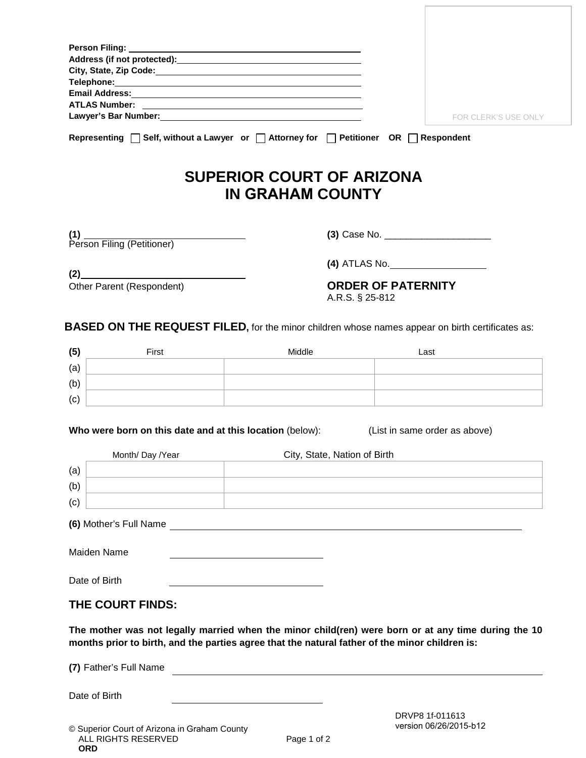Person Filing: ____________________
Address (if not protected): ____________________
City, State, Zip Code: ____________________
Telephone: ____________________
Email Address: ____________________
ATLAS Number: ____________________
Lawyer's Bar Number: ____________________

FOR CLERK'S USE ONLY

Representing ☐ Self, without a Lawyer or ☐ Attorney for ☐ Petitioner OR ☐ Respondent

# SUPERIOR COURT OF ARIZONA IN GRAHAM COUNTY

**(1)** ____________________
Person Filing (Petitioner)

**(2)** ____________________
Other Parent (Respondent)

**(3)** Case No. ____________________

**(4)** ATLAS No. ____________________

**ORDER OF PATERNITY**
A.R.S. § 25-812

**BASED ON THE REQUEST FILED,** for the minor children whose names appear on birth certificates as:

| **(5)** | First | Middle | Last |
|---|---|---|---|
| (a) | | | |
| (b) | | | |
| (c) | | | |

**Who were born on this date and at this location** (below): (List in same order as above)

| | Month/ Day /Year | City, State, Nation of Birth |
|---|---|---|
| (a) | | |
| (b) | | |
| (c) | | |

**(6)** Mother's Full Name ____________________

Maiden Name ____________________

Date of Birth ____________________

## THE COURT FINDS:

**The mother was not legally married when the minor child(ren) were born or at any time during the 10 months prior to birth, and the parties agree that the natural father of the minor children is:**

**(7)** Father's Full Name ____________________

Date of Birth ____________________

DRVP8 1f-011613
version 06/26/2015-b12

© Superior Court of Arizona in Graham County
ALL RIGHTS RESERVED
**ORD**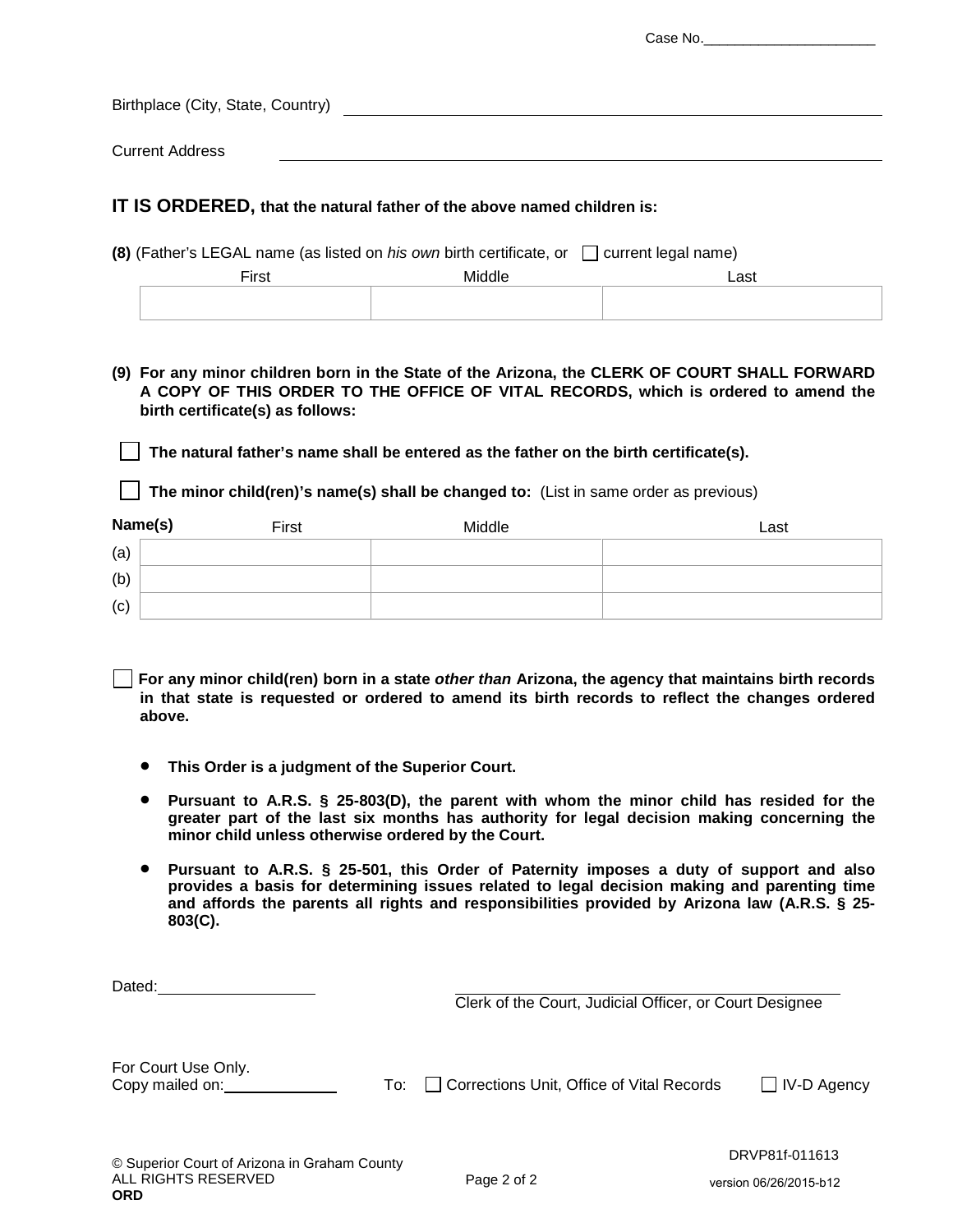Case No.______________________

Birthplace (City, State, Country) ______________________________________________

Current Address ______________________________________________

**IT IS ORDERED, that the natural father of the above named children is:**

**(8)** (Father's LEGAL name (as listed on *his own* birth certificate, or ☐ current legal name)

| First | Middle | Last |
|---|---|---|
| | | |

**(9) For any minor children born in the State of the Arizona, the CLERK OF COURT SHALL FORWARD A COPY OF THIS ORDER TO THE OFFICE OF VITAL RECORDS, which is ordered to amend the birth certificate(s) as follows:**

☐ **The natural father's name shall be entered as the father on the birth certificate(s).**

☐ **The minor child(ren)'s name(s) shall be changed to:** (List in same order as previous)

| Name(s) | First | Middle | Last |
|---|---|---|---|
| (a) | | | |
| (b) | | | |
| (c) | | | |

☐ **For any minor child(ren) born in a state *other than* Arizona, the agency that maintains birth records in that state is requested or ordered to amend its birth records to reflect the changes ordered above.**

- **This Order is a judgment of the Superior Court.**
- **Pursuant to A.R.S. § 25-803(D), the parent with whom the minor child has resided for the greater part of the last six months has authority for legal decision making concerning the minor child unless otherwise ordered by the Court.**
- **Pursuant to A.R.S. § 25-501, this Order of Paternity imposes a duty of support and also provides a basis for determining issues related to legal decision making and parenting time and affords the parents all rights and responsibilities provided by Arizona law (A.R.S. § 25-803(C).**

Dated: ________________

______________________________________________
Clerk of the Court, Judicial Officer, or Court Designee

For Court Use Only.
Copy mailed on: ____________ To: ☐ Corrections Unit, Office of Vital Records ☐ IV-D Agency

© Superior Court of Arizona in Graham County
ALL RIGHTS RESERVED
**ORD**

DRVP81f-011613
version 06/26/2015-b12